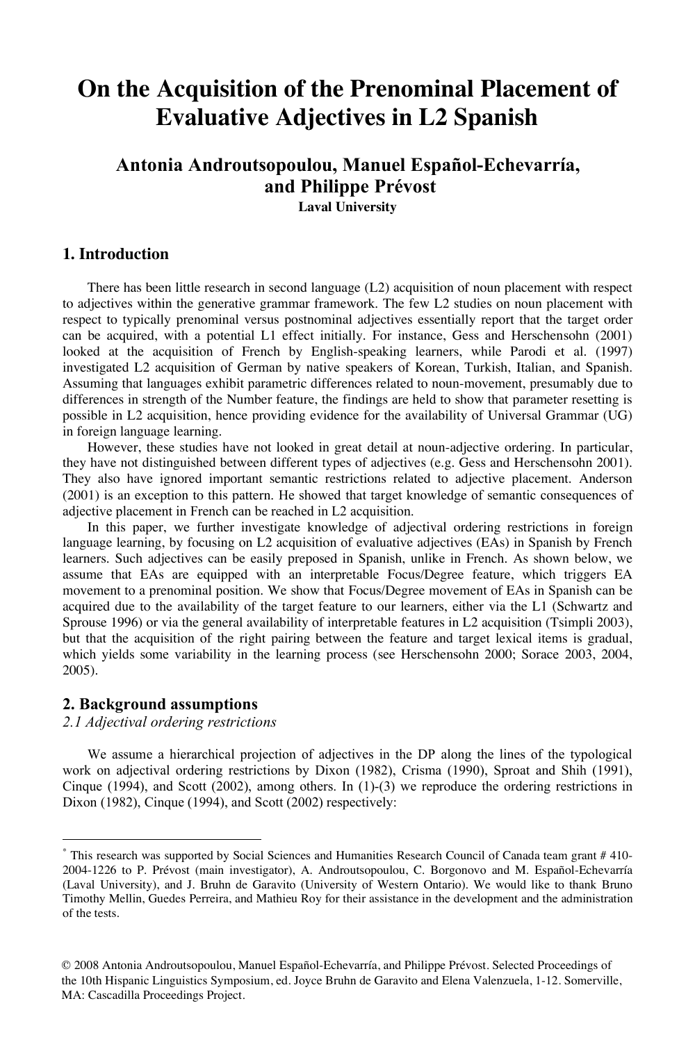# On the Acquisition of the Prenominal Placement of Evaluative Adjectives in L2 Spanish

**Antonia Androutsopoulou, Manuel Español-Echevarría, and Philippe Prévost**
**Laval University**

## 1. Introduction

There has been little research in second language (L2) acquisition of noun placement with respect to adjectives within the generative grammar framework. The few L2 studies on noun placement with respect to typically prenominal versus postnominal adjectives essentially report that the target order can be acquired, with a potential L1 effect initially. For instance, Gess and Herschensohn (2001) looked at the acquisition of French by English-speaking learners, while Parodi et al. (1997) investigated L2 acquisition of German by native speakers of Korean, Turkish, Italian, and Spanish. Assuming that languages exhibit parametric differences related to noun-movement, presumably due to differences in strength of the Number feature, the findings are held to show that parameter resetting is possible in L2 acquisition, hence providing evidence for the availability of Universal Grammar (UG) in foreign language learning.

However, these studies have not looked in great detail at noun-adjective ordering. In particular, they have not distinguished between different types of adjectives (e.g. Gess and Herschensohn 2001). They also have ignored important semantic restrictions related to adjective placement. Anderson (2001) is an exception to this pattern. He showed that target knowledge of semantic consequences of adjective placement in French can be reached in L2 acquisition.

In this paper, we further investigate knowledge of adjectival ordering restrictions in foreign language learning, by focusing on L2 acquisition of evaluative adjectives (EAs) in Spanish by French learners. Such adjectives can be easily preposed in Spanish, unlike in French. As shown below, we assume that EAs are equipped with an interpretable Focus/Degree feature, which triggers EA movement to a prenominal position. We show that Focus/Degree movement of EAs in Spanish can be acquired due to the availability of the target feature to our learners, either via the L1 (Schwartz and Sprouse 1996) or via the general availability of interpretable features in L2 acquisition (Tsimpli 2003), but that the acquisition of the right pairing between the feature and target lexical items is gradual, which yields some variability in the learning process (see Herschensohn 2000; Sorace 2003, 2004, 2005).

## 2. Background assumptions

### *2.1 Adjectival ordering restrictions*

We assume a hierarchical projection of adjectives in the DP along the lines of the typological work on adjectival ordering restrictions by Dixon (1982), Crisma (1990), Sproat and Shih (1991), Cinque (1994), and Scott (2002), among others. In (1)-(3) we reproduce the ordering restrictions in Dixon (1982), Cinque (1994), and Scott (2002) respectively:

---

* This research was supported by Social Sciences and Humanities Research Council of Canada team grant # 410-2004-1226 to P. Prévost (main investigator), A. Androutsopoulou, C. Borgonovo and M. Español-Echevarría (Laval University), and J. Bruhn de Garavito (University of Western Ontario). We would like to thank Bruno Timothy Mellin, Guedes Perreira, and Mathieu Roy for their assistance in the development and the administration of the tests.

© 2008 Antonia Androutsopoulou, Manuel Español-Echevarría, and Philippe Prévost. Selected Proceedings of the 10th Hispanic Linguistics Symposium, ed. Joyce Bruhn de Garavito and Elena Valenzuela, 1-12. Somerville, MA: Cascadilla Proceedings Project.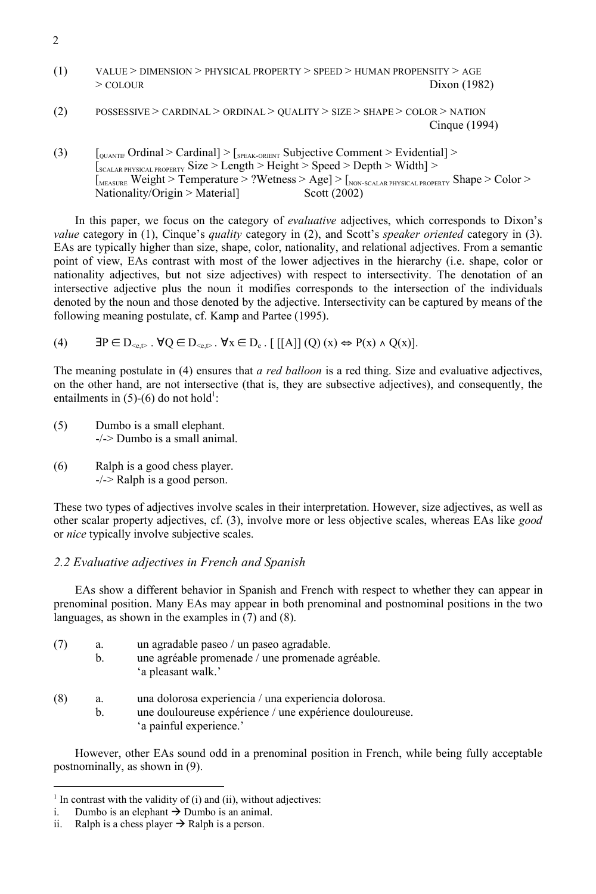(1) VALUE > DIMENSION > PHYSICAL PROPERTY > SPEED > HUMAN PROPENSITY > AGE > COLOUR  Dixon (1982)

(2) POSSESSIVE > CARDINAL > ORDINAL > QUALITY > SIZE > SHAPE > COLOR > NATION  Cinque (1994)

(3) [$_{\text{QUANTIF}}$ Ordinal > Cardinal] > [$_{\text{SPEAK-ORIENT}}$ Subjective Comment > Evidential] > [$_{\text{SCALAR PHYSICAL PROPERTY}}$ Size > Length > Height > Speed > Depth > Width] > [$_{\text{MEASURE}}$ Weight > Temperature > ?Wetness > Age] > [$_{\text{NON-SCALAR PHYSICAL PROPERTY}}$ Shape > Color > Nationality/Origin > Material]  Scott (2002)

In this paper, we focus on the category of *evaluative* adjectives, which corresponds to Dixon's *value* category in (1), Cinque's *quality* category in (2), and Scott's *speaker oriented* category in (3). EAs are typically higher than size, shape, color, nationality, and relational adjectives. From a semantic point of view, EAs contrast with most of the lower adjectives in the hierarchy (i.e. shape, color or nationality adjectives, but not size adjectives) with respect to intersectivity. The denotation of an intersective adjective plus the noun it modifies corresponds to the intersection of the individuals denoted by the noun and those denoted by the adjective. Intersectivity can be captured by means of the following meaning postulate, cf. Kamp and Partee (1995).

(4) $\exists P \in D_{<e,t>} \,.\, \forall Q \in D_{<e,t>} \,.\, \forall x \in D_e \,.\, [\, [[A]]\,(Q)\,(x) \Leftrightarrow P(x) \wedge Q(x)]$.

The meaning postulate in (4) ensures that *a red balloon* is a red thing. Size and evaluative adjectives, on the other hand, are not intersective (that is, they are subsective adjectives), and consequently, the entailments in (5)-(6) do not hold[1]:

(5) Dumbo is a small elephant.
 -/-> Dumbo is a small animal.

(6) Ralph is a good chess player.
 -/-> Ralph is a good person.

These two types of adjectives involve scales in their interpretation. However, size adjectives, as well as other scalar property adjectives, cf. (3), involve more or less objective scales, whereas EAs like *good* or *nice* typically involve subjective scales.

### *2.2 Evaluative adjectives in French and Spanish*

EAs show a different behavior in Spanish and French with respect to whether they can appear in prenominal position. Many EAs may appear in both prenominal and postnominal positions in the two languages, as shown in the examples in (7) and (8).

(7) a. un agradable paseo / un paseo agradable.
 b. une agréable promenade / une promenade agréable.
 'a pleasant walk.'

(8) a. una dolorosa experiencia / una experiencia dolorosa.
 b. une douloureuse expérience / une expérience douloureuse.
 'a painful experience.'

However, other EAs sound odd in a prenominal position in French, while being fully acceptable postnominally, as shown in (9).

---

[1] In contrast with the validity of (i) and (ii), without adjectives:
i. Dumbo is an elephant → Dumbo is an animal.
ii. Ralph is a chess player → Ralph is a person.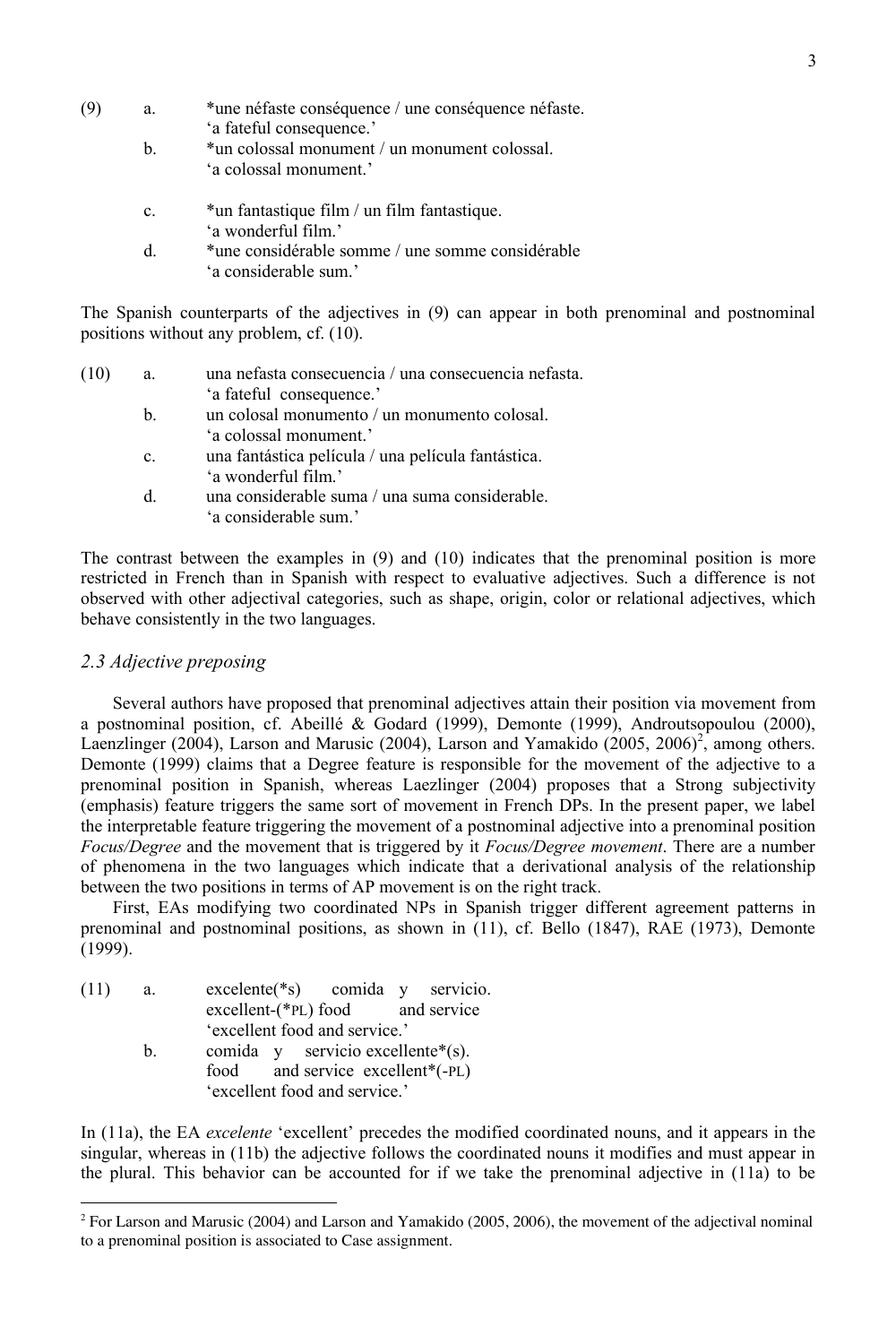(9) a. *une néfaste conséquence / une conséquence néfaste.
'a fateful consequence.'
b. *un colossal monument / un monument colossal.
'a colossal monument.'

c. *un fantastique film / un film fantastique.
'a wonderful film.'
d. *une considérable somme / une somme considérable
'a considerable sum.'

The Spanish counterparts of the adjectives in (9) can appear in both prenominal and postnominal positions without any problem, cf. (10).

(10) a. una nefasta consecuencia / una consecuencia nefasta.
'a fateful consequence.'
b. un colosal monumento / un monumento colosal.
'a colossal monument.'
c. una fantástica película / una película fantástica.
'a wonderful film.'
d. una considerable suma / una suma considerable.
'a considerable sum.'

The contrast between the examples in (9) and (10) indicates that the prenominal position is more restricted in French than in Spanish with respect to evaluative adjectives. Such a difference is not observed with other adjectival categories, such as shape, origin, color or relational adjectives, which behave consistently in the two languages.

### *2.3 Adjective preposing*

Several authors have proposed that prenominal adjectives attain their position via movement from a postnominal position, cf. Abeillé & Godard (1999), Demonte (1999), Androutsopoulou (2000), Laenzlinger (2004), Larson and Marusic (2004), Larson and Yamakido (2005, 2006)[2], among others. Demonte (1999) claims that a Degree feature is responsible for the movement of the adjective to a prenominal position in Spanish, whereas Laezlinger (2004) proposes that a Strong subjectivity (emphasis) feature triggers the same sort of movement in French DPs. In the present paper, we label the interpretable feature triggering the movement of a postnominal adjective into a prenominal position *Focus/Degree* and the movement that is triggered by it *Focus/Degree movement*. There are a number of phenomena in the two languages which indicate that a derivational analysis of the relationship between the two positions in terms of AP movement is on the right track.

First, EAs modifying two coordinated NPs in Spanish trigger different agreement patterns in prenominal and postnominal positions, as shown in (11), cf. Bello (1847), RAE (1973), Demonte (1999).

(11) a. excelente(*s) comida y servicio.
excellent-(*PL) food and service
'excellent food and service.'
b. comida y servicio excellente*(s).
food and service excellent*(-PL)
'excellent food and service.'

In (11a), the EA *excelente* 'excellent' precedes the modified coordinated nouns, and it appears in the singular, whereas in (11b) the adjective follows the coordinated nouns it modifies and must appear in the plural. This behavior can be accounted for if we take the prenominal adjective in (11a) to be

[2] For Larson and Marusic (2004) and Larson and Yamakido (2005, 2006), the movement of the adjectival nominal to a prenominal position is associated to Case assignment.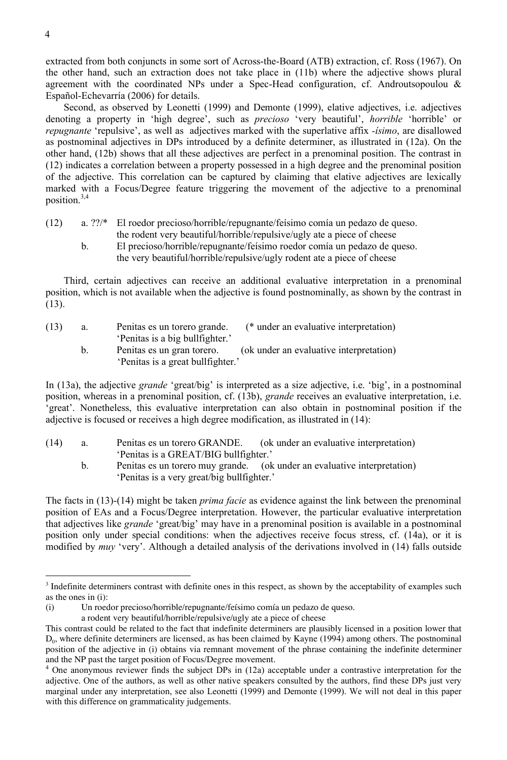extracted from both conjuncts in some sort of Across-the-Board (ATB) extraction, cf. Ross (1967). On the other hand, such an extraction does not take place in (11b) where the adjective shows plural agreement with the coordinated NPs under a Spec-Head configuration, cf. Androutsopoulou & Español-Echevarría (2006) for details.

Second, as observed by Leonetti (1999) and Demonte (1999), elative adjectives, i.e. adjectives denoting a property in 'high degree', such as *precioso* 'very beautiful', *horrible* 'horrible' or *repugnante* 'repulsive', as well as adjectives marked with the superlative affix *-ísimo*, are disallowed as postnominal adjectives in DPs introduced by a definite determiner, as illustrated in (12a). On the other hand, (12b) shows that all these adjectives are perfect in a prenominal position. The contrast in (12) indicates a correlation between a property possessed in a high degree and the prenominal position of the adjective. This correlation can be captured by claiming that elative adjectives are lexically marked with a Focus/Degree feature triggering the movement of the adjective to a prenominal position.[3,4]

(12) a. ??/* El roedor precioso/horrible/repugnante/feísimo comía un pedazo de queso.
the rodent very beautiful/horrible/repulsive/ugly ate a piece of cheese
b. El precioso/horrible/repugnante/feísimo roedor comía un pedazo de queso.
the very beautiful/horrible/repulsive/ugly rodent ate a piece of cheese

Third, certain adjectives can receive an additional evaluative interpretation in a prenominal position, which is not available when the adjective is found postnominally, as shown by the contrast in (13).

(13) a. Penitas es un torero grande. (* under an evaluative interpretation)
'Penitas is a big bullfighter.'
b. Penitas es un gran torero. (ok under an evaluative interpretation)
'Penitas is a great bullfighter.'

In (13a), the adjective *grande* 'great/big' is interpreted as a size adjective, i.e. 'big', in a postnominal position, whereas in a prenominal position, cf. (13b), *grande* receives an evaluative interpretation, i.e. 'great'. Nonetheless, this evaluative interpretation can also obtain in postnominal position if the adjective is focused or receives a high degree modification, as illustrated in (14):

(14) a. Penitas es un torero GRANDE. (ok under an evaluative interpretation)
'Penitas is a GREAT/BIG bullfighter.'
b. Penitas es un torero muy grande. (ok under an evaluative interpretation)
'Penitas is a very great/big bullfighter.'

The facts in (13)-(14) might be taken *prima facie* as evidence against the link between the prenominal position of EAs and a Focus/Degree interpretation. However, the particular evaluative interpretation that adjectives like *grande* 'great/big' may have in a prenominal position is available in a postnominal position only under special conditions: when the adjectives receive focus stress, cf. (14a), or it is modified by *muy* 'very'. Although a detailed analysis of the derivations involved in (14) falls outside

---

[3] Indefinite determiners contrast with definite ones in this respect, as shown by the acceptability of examples such as the ones in (i):

(i) Un roedor precioso/horrible/repugnante/feísimo comía un pedazo de queso.
a rodent very beautiful/horrible/repulsive/ugly ate a piece of cheese

This contrast could be related to the fact that indefinite determiners are plausibly licensed in a position lower that $D_0$, where definite determiners are licensed, as has been claimed by Kayne (1994) among others. The postnominal position of the adjective in (i) obtains via remnant movement of the phrase containing the indefinite determiner and the NP past the target position of Focus/Degree movement.

[4] One anonymous reviewer finds the subject DPs in (12a) acceptable under a contrastive interpretation for the adjective. One of the authors, as well as other native speakers consulted by the authors, find these DPs just very marginal under any interpretation, see also Leonetti (1999) and Demonte (1999). We will not deal in this paper with this difference on grammaticality judgements.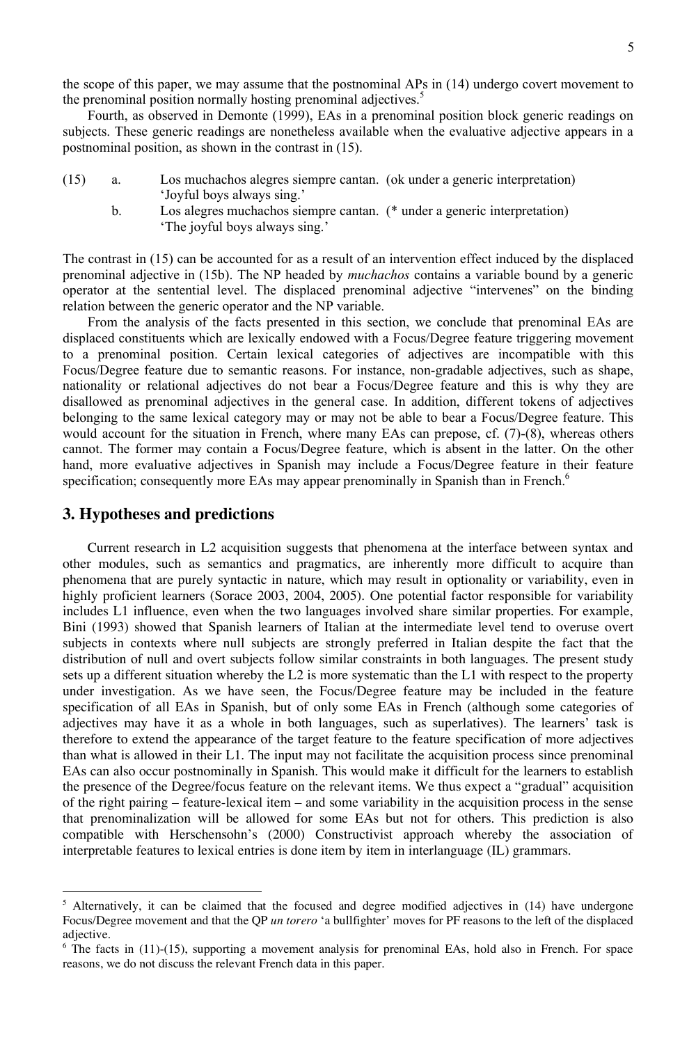the scope of this paper, we may assume that the postnominal APs in (14) undergo covert movement to the prenominal position normally hosting prenominal adjectives.[5]

Fourth, as observed in Demonte (1999), EAs in a prenominal position block generic readings on subjects. These generic readings are nonetheless available when the evaluative adjective appears in a postnominal position, as shown in the contrast in (15).

(15) a. Los muchachos alegres siempre cantan. (ok under a generic interpretation)
'Joyful boys always sing.'

b. Los alegres muchachos siempre cantan. (* under a generic interpretation)
'The joyful boys always sing.'

The contrast in (15) can be accounted for as a result of an intervention effect induced by the displaced prenominal adjective in (15b). The NP headed by *muchachos* contains a variable bound by a generic operator at the sentential level. The displaced prenominal adjective "intervenes" on the binding relation between the generic operator and the NP variable.

From the analysis of the facts presented in this section, we conclude that prenominal EAs are displaced constituents which are lexically endowed with a Focus/Degree feature triggering movement to a prenominal position. Certain lexical categories of adjectives are incompatible with this Focus/Degree feature due to semantic reasons. For instance, non-gradable adjectives, such as shape, nationality or relational adjectives do not bear a Focus/Degree feature and this is why they are disallowed as prenominal adjectives in the general case. In addition, different tokens of adjectives belonging to the same lexical category may or may not be able to bear a Focus/Degree feature. This would account for the situation in French, where many EAs can prepose, cf. (7)-(8), whereas others cannot. The former may contain a Focus/Degree feature, which is absent in the latter. On the other hand, more evaluative adjectives in Spanish may include a Focus/Degree feature in their feature specification; consequently more EAs may appear prenominally in Spanish than in French.[6]

## 3. Hypotheses and predictions

Current research in L2 acquisition suggests that phenomena at the interface between syntax and other modules, such as semantics and pragmatics, are inherently more difficult to acquire than phenomena that are purely syntactic in nature, which may result in optionality or variability, even in highly proficient learners (Sorace 2003, 2004, 2005). One potential factor responsible for variability includes L1 influence, even when the two languages involved share similar properties. For example, Bini (1993) showed that Spanish learners of Italian at the intermediate level tend to overuse overt subjects in contexts where null subjects are strongly preferred in Italian despite the fact that the distribution of null and overt subjects follow similar constraints in both languages. The present study sets up a different situation whereby the L2 is more systematic than the L1 with respect to the property under investigation. As we have seen, the Focus/Degree feature may be included in the feature specification of all EAs in Spanish, but of only some EAs in French (although some categories of adjectives may have it as a whole in both languages, such as superlatives). The learners' task is therefore to extend the appearance of the target feature to the feature specification of more adjectives than what is allowed in their L1. The input may not facilitate the acquisition process since prenominal EAs can also occur postnominally in Spanish. This would make it difficult for the learners to establish the presence of the Degree/focus feature on the relevant items. We thus expect a "gradual" acquisition of the right pairing – feature-lexical item – and some variability in the acquisition process in the sense that prenominalization will be allowed for some EAs but not for others. This prediction is also compatible with Herschensohn's (2000) Constructivist approach whereby the association of interpretable features to lexical entries is done item by item in interlanguage (IL) grammars.

---

[5] Alternatively, it can be claimed that the focused and degree modified adjectives in (14) have undergone Focus/Degree movement and that the QP *un torero* 'a bullfighter' moves for PF reasons to the left of the displaced adjective.

[6] The facts in (11)-(15), supporting a movement analysis for prenominal EAs, hold also in French. For space reasons, we do not discuss the relevant French data in this paper.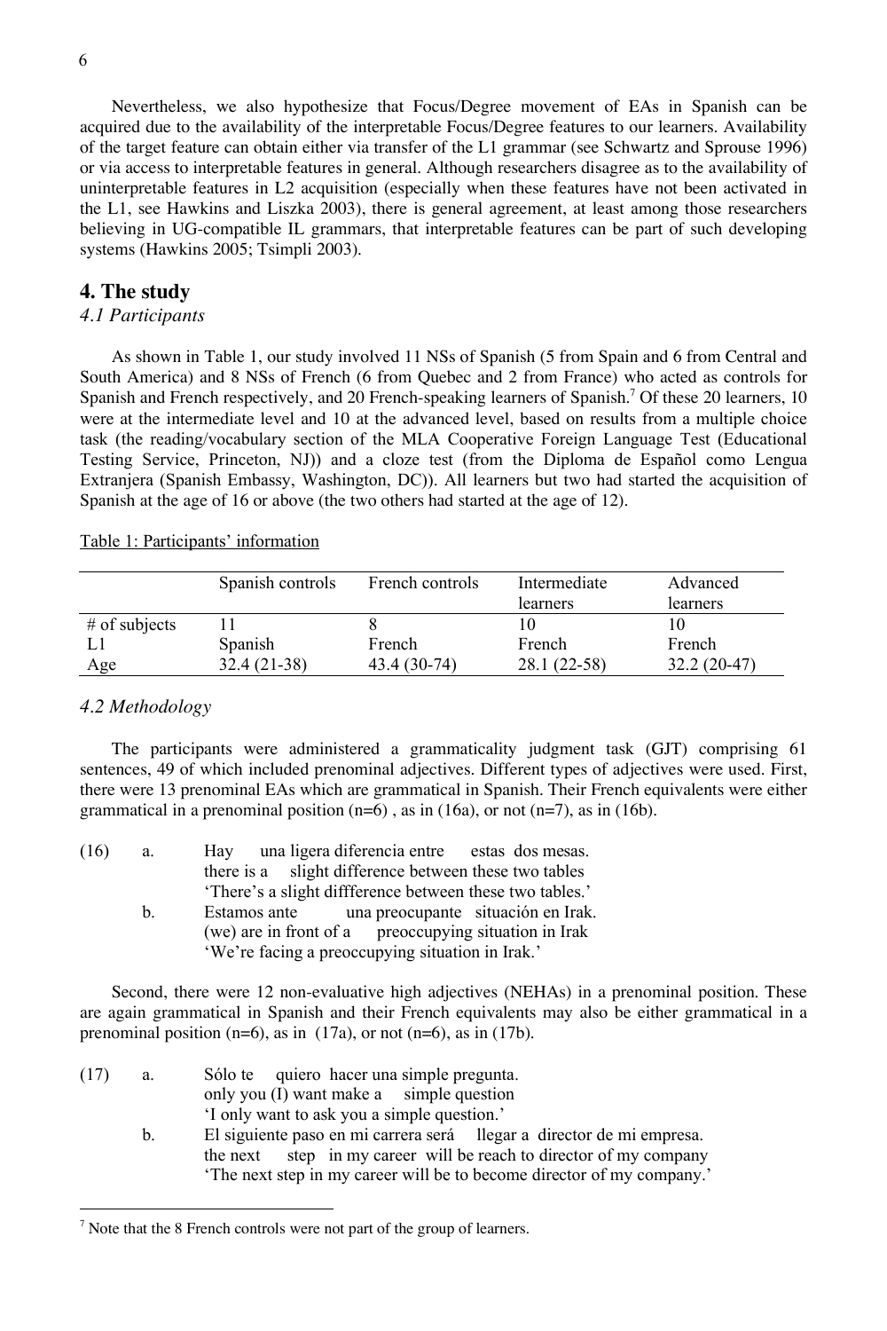Nevertheless, we also hypothesize that Focus/Degree movement of EAs in Spanish can be acquired due to the availability of the interpretable Focus/Degree features to our learners. Availability of the target feature can obtain either via transfer of the L1 grammar (see Schwartz and Sprouse 1996) or via access to interpretable features in general. Although researchers disagree as to the availability of uninterpretable features in L2 acquisition (especially when these features have not been activated in the L1, see Hawkins and Liszka 2003), there is general agreement, at least among those researchers believing in UG-compatible IL grammars, that interpretable features can be part of such developing systems (Hawkins 2005; Tsimpli 2003).

## 4. The study

### *4.1 Participants*

As shown in Table 1, our study involved 11 NSs of Spanish (5 from Spain and 6 from Central and South America) and 8 NSs of French (6 from Quebec and 2 from France) who acted as controls for Spanish and French respectively, and 20 French-speaking learners of Spanish.[7] Of these 20 learners, 10 were at the intermediate level and 10 at the advanced level, based on results from a multiple choice task (the reading/vocabulary section of the MLA Cooperative Foreign Language Test (Educational Testing Service, Princeton, NJ)) and a cloze test (from the Diploma de Español como Lengua Extranjera (Spanish Embassy, Washington, DC)). All learners but two had started the acquisition of Spanish at the age of 16 or above (the two others had started at the age of 12).

Table 1: Participants' information

| | Spanish controls | French controls | Intermediate learners | Advanced learners |
|---|---|---|---|---|
| # of subjects | 11 | 8 | 10 | 10 |
| L1 | Spanish | French | French | French |
| Age | 32.4 (21-38) | 43.4 (30-74) | 28.1 (22-58) | 32.2 (20-47) |

### *4.2 Methodology*

The participants were administered a grammaticality judgment task (GJT) comprising 61 sentences, 49 of which included prenominal adjectives. Different types of adjectives were used. First, there were 13 prenominal EAs which are grammatical in Spanish. Their French equivalents were either grammatical in a prenominal position (n=6) , as in (16a), or not (n=7), as in (16b).

(16) a. Hay una ligera diferencia entre estas dos mesas.
there is a slight difference between these two tables
'There's a slight diffference between these two tables.'

b. Estamos ante una preocupante situación en Irak.
(we) are in front of a preoccupying situation in Irak
'We're facing a preoccupying situation in Irak.'

Second, there were 12 non-evaluative high adjectives (NEHAs) in a prenominal position. These are again grammatical in Spanish and their French equivalents may also be either grammatical in a prenominal position (n=6), as in (17a), or not (n=6), as in (17b).

(17) a. Sólo te quiero hacer una simple pregunta.
only you (I) want make a simple question
'I only want to ask you a simple question.'

b. El siguiente paso en mi carrera será llegar a director de mi empresa.
the next step in my career will be reach to director of my company
'The next step in my career will be to become director of my company.'

[7] Note that the 8 French controls were not part of the group of learners.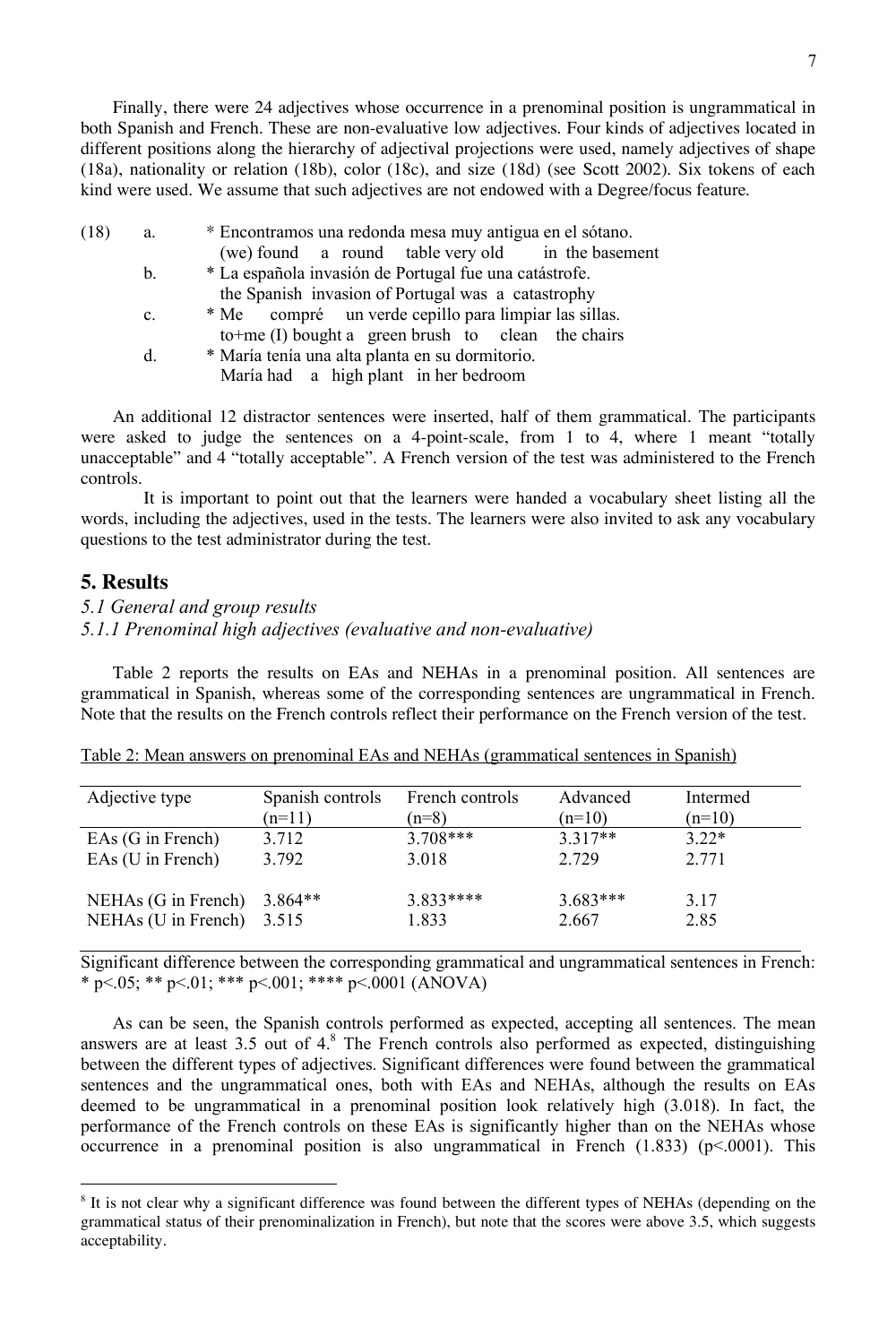Finally, there were 24 adjectives whose occurrence in a prenominal position is ungrammatical in both Spanish and French. These are non-evaluative low adjectives. Four kinds of adjectives located in different positions along the hierarchy of adjectival projections were used, namely adjectives of shape (18a), nationality or relation (18b), color (18c), and size (18d) (see Scott 2002). Six tokens of each kind were used. We assume that such adjectives are not endowed with a Degree/focus feature.

(18)
a. * Encontramos una redonda mesa muy antigua en el sótano.
   (we) found a round table very old in the basement
b. * La española invasión de Portugal fue una catástrofe.
   the Spanish invasion of Portugal was a catastrophy
c. * Me compré un verde cepillo para limpiar las sillas.
   to+me (I) bought a green brush to clean the chairs
d. * María tenía una alta planta en su dormitorio.
   María had a high plant in her bedroom

An additional 12 distractor sentences were inserted, half of them grammatical. The participants were asked to judge the sentences on a 4-point-scale, from 1 to 4, where 1 meant "totally unacceptable" and 4 "totally acceptable". A French version of the test was administered to the French controls.

It is important to point out that the learners were handed a vocabulary sheet listing all the words, including the adjectives, used in the tests. The learners were also invited to ask any vocabulary questions to the test administrator during the test.

## 5. Results

### *5.1 General and group results*

#### *5.1.1 Prenominal high adjectives (evaluative and non-evaluative)*

Table 2 reports the results on EAs and NEHAs in a prenominal position. All sentences are grammatical in Spanish, whereas some of the corresponding sentences are ungrammatical in French. Note that the results on the French controls reflect their performance on the French version of the test.

Table 2: Mean answers on prenominal EAs and NEHAs (grammatical sentences in Spanish)

| Adjective type | Spanish controls (n=11) | French controls (n=8) | Advanced (n=10) | Intermed (n=10) |
|---|---|---|---|---|
| EAs (G in French) | 3.712 | 3.708*** | 3.317** | 3.22* |
| EAs (U in French) | 3.792 | 3.018 | 2.729 | 2.771 |
| NEHAs (G in French) | 3.864** | 3.833**** | 3.683*** | 3.17 |
| NEHAs (U in French) | 3.515 | 1.833 | 2.667 | 2.85 |

Significant difference between the corresponding grammatical and ungrammatical sentences in French: * p<.05; ** p<.01; *** p<.001; **** p<.0001 (ANOVA)

As can be seen, the Spanish controls performed as expected, accepting all sentences. The mean answers are at least 3.5 out of 4.[8] The French controls also performed as expected, distinguishing between the different types of adjectives. Significant differences were found between the grammatical sentences and the ungrammatical ones, both with EAs and NEHAs, although the results on EAs deemed to be ungrammatical in a prenominal position look relatively high (3.018). In fact, the performance of the French controls on these EAs is significantly higher than on the NEHAs whose occurrence in a prenominal position is also ungrammatical in French (1.833) (p<.0001). This

[8] It is not clear why a significant difference was found between the different types of NEHAs (depending on the grammatical status of their prenominalization in French), but note that the scores were above 3.5, which suggests acceptability.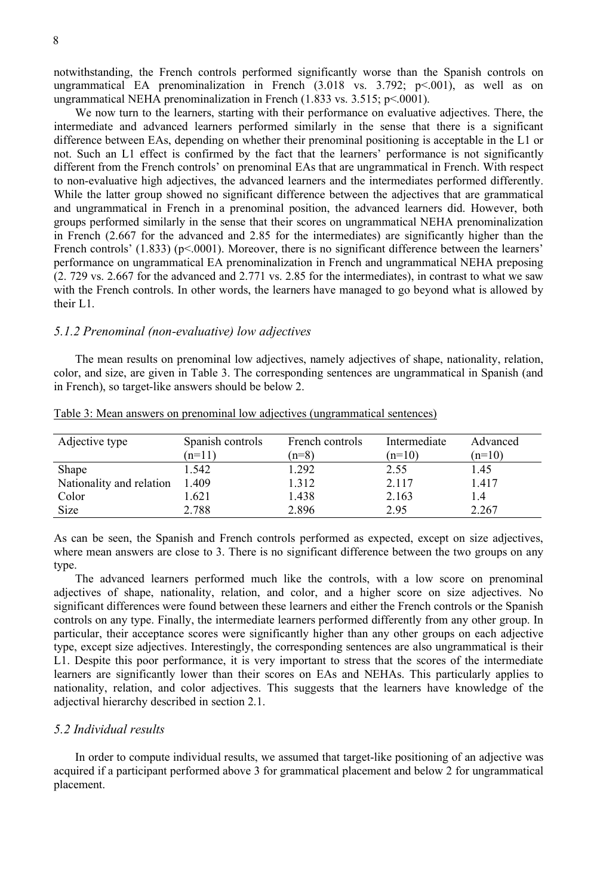notwithstanding, the French controls performed significantly worse than the Spanish controls on ungrammatical EA prenominalization in French (3.018 vs. 3.792; $p<.001$), as well as on ungrammatical NEHA prenominalization in French (1.833 vs. 3.515; $p<.0001$).

We now turn to the learners, starting with their performance on evaluative adjectives. There, the intermediate and advanced learners performed similarly in the sense that there is a significant difference between EAs, depending on whether their prenominal positioning is acceptable in the L1 or not. Such an L1 effect is confirmed by the fact that the learners' performance is not significantly different from the French controls' on prenominal EAs that are ungrammatical in French. With respect to non-evaluative high adjectives, the advanced learners and the intermediates performed differently. While the latter group showed no significant difference between the adjectives that are grammatical and ungrammatical in French in a prenominal position, the advanced learners did. However, both groups performed similarly in the sense that their scores on ungrammatical NEHA prenominalization in French (2.667 for the advanced and 2.85 for the intermediates) are significantly higher than the French controls' (1.833) ($p<.0001$). Moreover, there is no significant difference between the learners' performance on ungrammatical EA prenominalization in French and ungrammatical NEHA preposing (2. 729 vs. 2.667 for the advanced and 2.771 vs. 2.85 for the intermediates), in contrast to what we saw with the French controls. In other words, the learners have managed to go beyond what is allowed by their L1.

### *5.1.2 Prenominal (non-evaluative) low adjectives*

The mean results on prenominal low adjectives, namely adjectives of shape, nationality, relation, color, and size, are given in Table 3. The corresponding sentences are ungrammatical in Spanish (and in French), so target-like answers should be below 2.

Table 3: Mean answers on prenominal low adjectives (ungrammatical sentences)

| Adjective type | Spanish controls (n=11) | French controls (n=8) | Intermediate (n=10) | Advanced (n=10) |
|---|---|---|---|---|
| Shape | 1.542 | 1.292 | 2.55 | 1.45 |
| Nationality and relation | 1.409 | 1.312 | 2.117 | 1.417 |
| Color | 1.621 | 1.438 | 2.163 | 1.4 |
| Size | 2.788 | 2.896 | 2.95 | 2.267 |

As can be seen, the Spanish and French controls performed as expected, except on size adjectives, where mean answers are close to 3. There is no significant difference between the two groups on any type.

The advanced learners performed much like the controls, with a low score on prenominal adjectives of shape, nationality, relation, and color, and a higher score on size adjectives. No significant differences were found between these learners and either the French controls or the Spanish controls on any type. Finally, the intermediate learners performed differently from any other group. In particular, their acceptance scores were significantly higher than any other groups on each adjective type, except size adjectives. Interestingly, the corresponding sentences are also ungrammatical is their L1. Despite this poor performance, it is very important to stress that the scores of the intermediate learners are significantly lower than their scores on EAs and NEHAs. This particularly applies to nationality, relation, and color adjectives. This suggests that the learners have knowledge of the adjectival hierarchy described in section 2.1.

## *5.2 Individual results*

In order to compute individual results, we assumed that target-like positioning of an adjective was acquired if a participant performed above 3 for grammatical placement and below 2 for ungrammatical placement.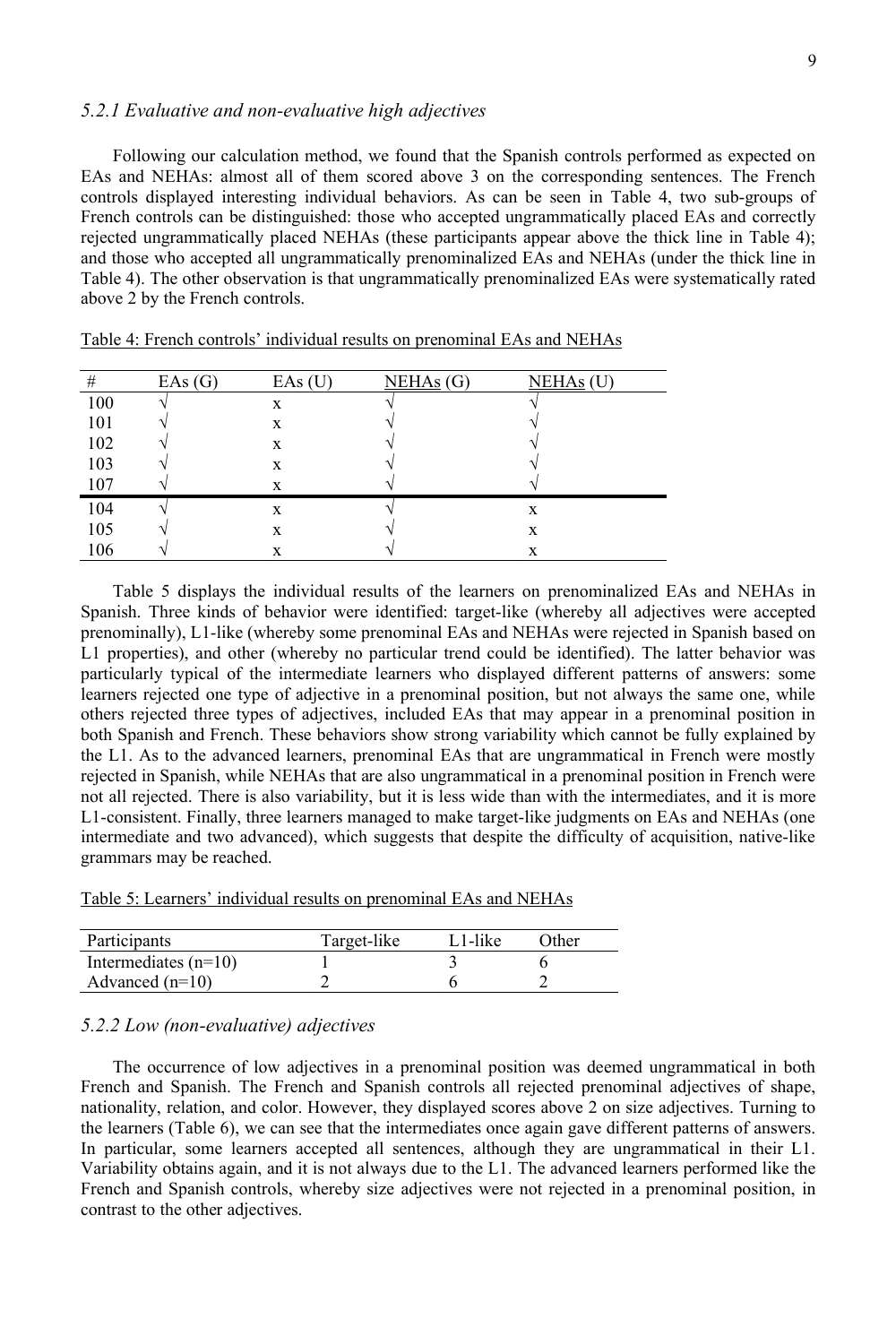### *5.2.1 Evaluative and non-evaluative high adjectives*

Following our calculation method, we found that the Spanish controls performed as expected on EAs and NEHAs: almost all of them scored above 3 on the corresponding sentences. The French controls displayed interesting individual behaviors. As can be seen in Table 4, two sub-groups of French controls can be distinguished: those who accepted ungrammatically placed EAs and correctly rejected ungrammatically placed NEHAs (these participants appear above the thick line in Table 4); and those who accepted all ungrammatically prenominalized EAs and NEHAs (under the thick line in Table 4). The other observation is that ungrammatically prenominalized EAs were systematically rated above 2 by the French controls.

Table 4: French controls' individual results on prenominal EAs and NEHAs

| # | EAs (G) | EAs (U) | NEHAs (G) | NEHAs (U) |
|---|---|---|---|---|
| 100 | √ | x | √ | √ |
| 101 | √ | x | √ | √ |
| 102 | √ | x | √ | √ |
| 103 | √ | x | √ | √ |
| 107 | √ | x | √ | √ |
| 104 | √ | x | √ | x |
| 105 | √ | x | √ | x |
| 106 | √ | x | √ | x |

Table 5 displays the individual results of the learners on prenominalized EAs and NEHAs in Spanish. Three kinds of behavior were identified: target-like (whereby all adjectives were accepted prenominally), L1-like (whereby some prenominal EAs and NEHAs were rejected in Spanish based on L1 properties), and other (whereby no particular trend could be identified). The latter behavior was particularly typical of the intermediate learners who displayed different patterns of answers: some learners rejected one type of adjective in a prenominal position, but not always the same one, while others rejected three types of adjectives, included EAs that may appear in a prenominal position in both Spanish and French. These behaviors show strong variability which cannot be fully explained by the L1. As to the advanced learners, prenominal EAs that are ungrammatical in French were mostly rejected in Spanish, while NEHAs that are also ungrammatical in a prenominal position in French were not all rejected. There is also variability, but it is less wide than with the intermediates, and it is more L1-consistent. Finally, three learners managed to make target-like judgments on EAs and NEHAs (one intermediate and two advanced), which suggests that despite the difficulty of acquisition, native-like grammars may be reached.

Table 5: Learners' individual results on prenominal EAs and NEHAs

| Participants | Target-like | L1-like | Other |
|---|---|---|---|
| Intermediates (n=10) | 1 | 3 | 6 |
| Advanced (n=10) | 2 | 6 | 2 |

### *5.2.2 Low (non-evaluative) adjectives*

The occurrence of low adjectives in a prenominal position was deemed ungrammatical in both French and Spanish. The French and Spanish controls all rejected prenominal adjectives of shape, nationality, relation, and color. However, they displayed scores above 2 on size adjectives. Turning to the learners (Table 6), we can see that the intermediates once again gave different patterns of answers. In particular, some learners accepted all sentences, although they are ungrammatical in their L1. Variability obtains again, and it is not always due to the L1. The advanced learners performed like the French and Spanish controls, whereby size adjectives were not rejected in a prenominal position, in contrast to the other adjectives.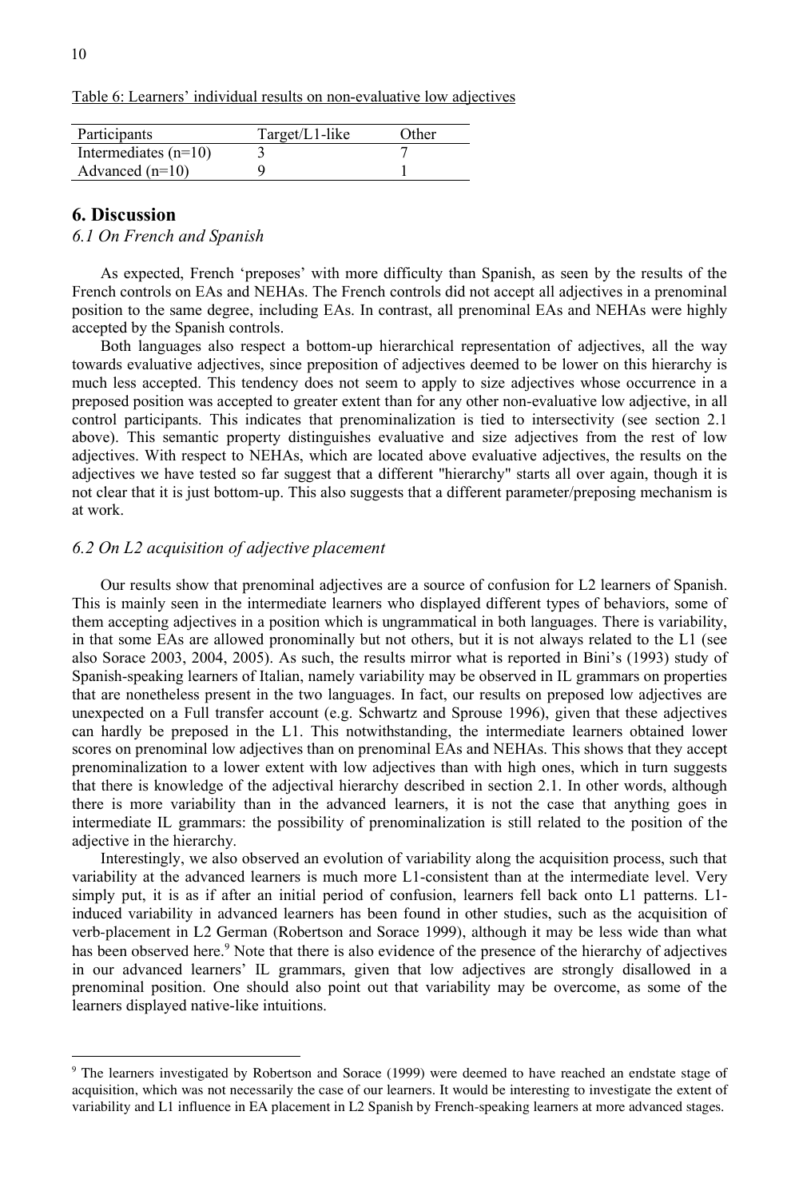Table 6: Learners' individual results on non-evaluative low adjectives

| Participants | Target/L1-like | Other |
|---|---|---|
| Intermediates (n=10) | 3 | 7 |
| Advanced (n=10) | 9 | 1 |

## 6. Discussion

### *6.1 On French and Spanish*

As expected, French 'preposes' with more difficulty than Spanish, as seen by the results of the French controls on EAs and NEHAs. The French controls did not accept all adjectives in a prenominal position to the same degree, including EAs. In contrast, all prenominal EAs and NEHAs were highly accepted by the Spanish controls.

Both languages also respect a bottom-up hierarchical representation of adjectives, all the way towards evaluative adjectives, since preposition of adjectives deemed to be lower on this hierarchy is much less accepted. This tendency does not seem to apply to size adjectives whose occurrence in a preposed position was accepted to greater extent than for any other non-evaluative low adjective, in all control participants. This indicates that prenominalization is tied to intersectivity (see section 2.1 above). This semantic property distinguishes evaluative and size adjectives from the rest of low adjectives. With respect to NEHAs, which are located above evaluative adjectives, the results on the adjectives we have tested so far suggest that a different "hierarchy" starts all over again, though it is not clear that it is just bottom-up. This also suggests that a different parameter/preposing mechanism is at work.

### *6.2 On L2 acquisition of adjective placement*

Our results show that prenominal adjectives are a source of confusion for L2 learners of Spanish. This is mainly seen in the intermediate learners who displayed different types of behaviors, some of them accepting adjectives in a position which is ungrammatical in both languages. There is variability, in that some EAs are allowed pronominally but not others, but it is not always related to the L1 (see also Sorace 2003, 2004, 2005). As such, the results mirror what is reported in Bini's (1993) study of Spanish-speaking learners of Italian, namely variability may be observed in IL grammars on properties that are nonetheless present in the two languages. In fact, our results on preposed low adjectives are unexpected on a Full transfer account (e.g. Schwartz and Sprouse 1996), given that these adjectives can hardly be preposed in the L1. This notwithstanding, the intermediate learners obtained lower scores on prenominal low adjectives than on prenominal EAs and NEHAs. This shows that they accept prenominalization to a lower extent with low adjectives than with high ones, which in turn suggests that there is knowledge of the adjectival hierarchy described in section 2.1. In other words, although there is more variability than in the advanced learners, it is not the case that anything goes in intermediate IL grammars: the possibility of prenominalization is still related to the position of the adjective in the hierarchy.

Interestingly, we also observed an evolution of variability along the acquisition process, such that variability at the advanced learners is much more L1-consistent than at the intermediate level. Very simply put, it is as if after an initial period of confusion, learners fell back onto L1 patterns. L1-induced variability in advanced learners has been found in other studies, such as the acquisition of verb-placement in L2 German (Robertson and Sorace 1999), although it may be less wide than what has been observed here.[9] Note that there is also evidence of the presence of the hierarchy of adjectives in our advanced learners' IL grammars, given that low adjectives are strongly disallowed in a prenominal position. One should also point out that variability may be overcome, as some of the learners displayed native-like intuitions.

[9] The learners investigated by Robertson and Sorace (1999) were deemed to have reached an endstate stage of acquisition, which was not necessarily the case of our learners. It would be interesting to investigate the extent of variability and L1 influence in EA placement in L2 Spanish by French-speaking learners at more advanced stages.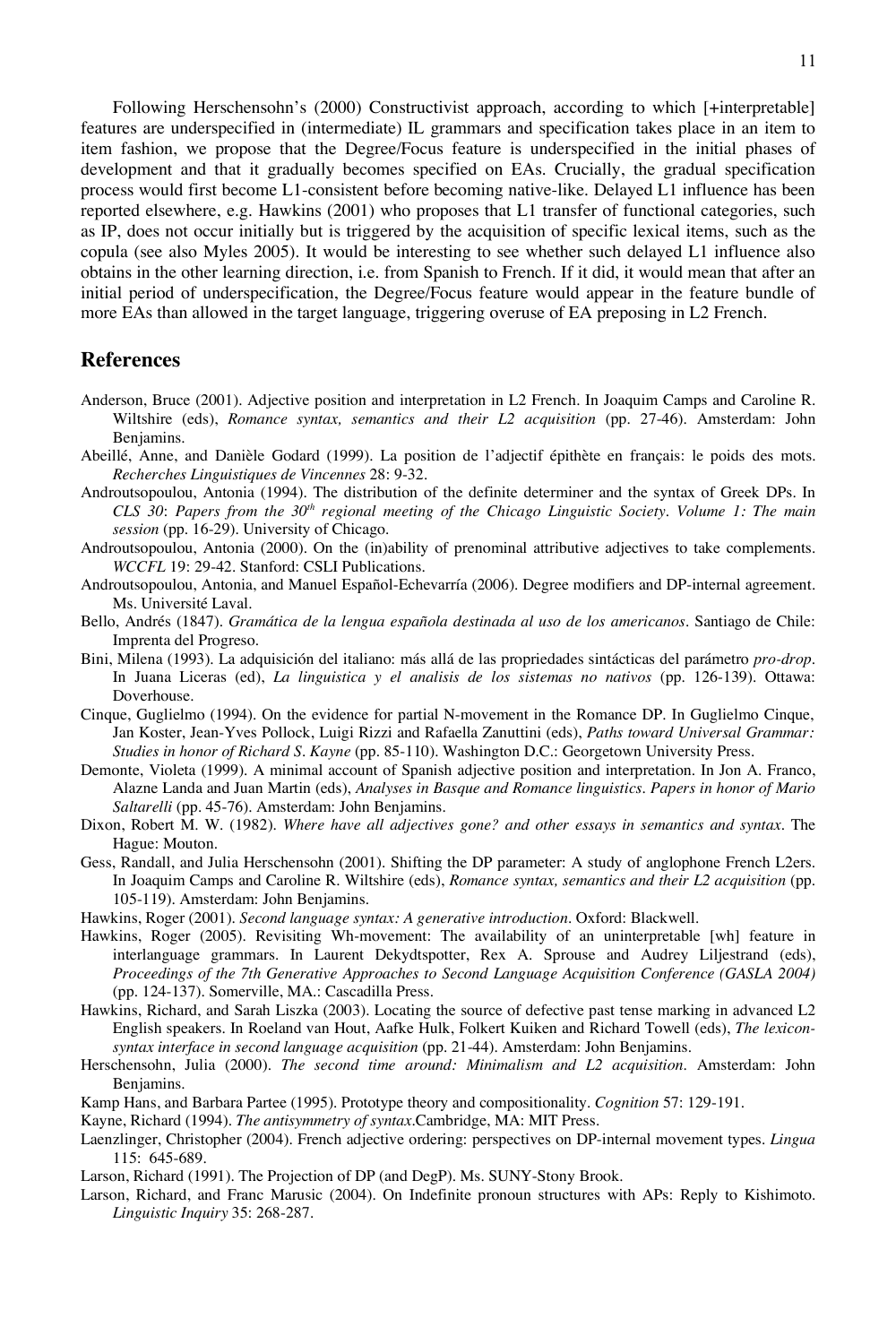Following Herschensohn's (2000) Constructivist approach, according to which [+interpretable] features are underspecified in (intermediate) IL grammars and specification takes place in an item to item fashion, we propose that the Degree/Focus feature is underspecified in the initial phases of development and that it gradually becomes specified on EAs. Crucially, the gradual specification process would first become L1-consistent before becoming native-like. Delayed L1 influence has been reported elsewhere, e.g. Hawkins (2001) who proposes that L1 transfer of functional categories, such as IP, does not occur initially but is triggered by the acquisition of specific lexical items, such as the copula (see also Myles 2005). It would be interesting to see whether such delayed L1 influence also obtains in the other learning direction, i.e. from Spanish to French. If it did, it would mean that after an initial period of underspecification, the Degree/Focus feature would appear in the feature bundle of more EAs than allowed in the target language, triggering overuse of EA preposing in L2 French.

## References

Anderson, Bruce (2001). Adjective position and interpretation in L2 French. In Joaquim Camps and Caroline R. Wiltshire (eds), *Romance syntax, semantics and their L2 acquisition* (pp. 27-46). Amsterdam: John Benjamins.

Abeillé, Anne, and Danièle Godard (1999). La position de l'adjectif épithète en français: le poids des mots. *Recherches Linguistiques de Vincennes* 28: 9-32.

Androutsopoulou, Antonia (1994). The distribution of the definite determiner and the syntax of Greek DPs. In *CLS 30*: *Papers from the 30th regional meeting of the Chicago Linguistic Society*. *Volume 1: The main session* (pp. 16-29). University of Chicago.

Androutsopoulou, Antonia (2000). On the (in)ability of prenominal attributive adjectives to take complements. *WCCFL* 19: 29-42. Stanford: CSLI Publications.

Androutsopoulou, Antonia, and Manuel Español-Echevarría (2006). Degree modifiers and DP-internal agreement. Ms. Université Laval.

Bello, Andrés (1847). *Gramática de la lengua española destinada al uso de los americanos*. Santiago de Chile: Imprenta del Progreso.

Bini, Milena (1993). La adquisición del italiano: más allá de las propriedades sintácticas del parámetro *pro-drop*. In Juana Liceras (ed), *La linguistica y el analisis de los sistemas no nativos* (pp. 126-139). Ottawa: Doverhouse.

Cinque, Guglielmo (1994). On the evidence for partial N-movement in the Romance DP. In Guglielmo Cinque, Jan Koster, Jean-Yves Pollock, Luigi Rizzi and Rafaella Zanuttini (eds), *Paths toward Universal Grammar: Studies in honor of Richard S. Kayne* (pp. 85-110). Washington D.C.: Georgetown University Press.

Demonte, Violeta (1999). A minimal account of Spanish adjective position and interpretation. In Jon A. Franco, Alazne Landa and Juan Martin (eds), *Analyses in Basque and Romance linguistics. Papers in honor of Mario Saltarelli* (pp. 45-76). Amsterdam: John Benjamins.

Dixon, Robert M. W. (1982). *Where have all adjectives gone? and other essays in semantics and syntax*. The Hague: Mouton.

Gess, Randall, and Julia Herschensohn (2001). Shifting the DP parameter: A study of anglophone French L2ers. In Joaquim Camps and Caroline R. Wiltshire (eds), *Romance syntax, semantics and their L2 acquisition* (pp. 105-119). Amsterdam: John Benjamins.

Hawkins, Roger (2001). *Second language syntax: A generative introduction*. Oxford: Blackwell.

Hawkins, Roger (2005). Revisiting Wh-movement: The availability of an uninterpretable [wh] feature in interlanguage grammars. In Laurent Dekydtspotter, Rex A. Sprouse and Audrey Liljestrand (eds), *Proceedings of the 7th Generative Approaches to Second Language Acquisition Conference (GASLA 2004)* (pp. 124-137). Somerville, MA.: Cascadilla Press.

Hawkins, Richard, and Sarah Liszka (2003). Locating the source of defective past tense marking in advanced L2 English speakers. In Roeland van Hout, Aafke Hulk, Folkert Kuiken and Richard Towell (eds), *The lexicon-syntax interface in second language acquisition* (pp. 21-44). Amsterdam: John Benjamins.

Herschensohn, Julia (2000). *The second time around: Minimalism and L2 acquisition*. Amsterdam: John Benjamins.

Kamp Hans, and Barbara Partee (1995). Prototype theory and compositionality. *Cognition* 57: 129-191.

Kayne, Richard (1994). *The antisymmetry of syntax*.Cambridge, MA: MIT Press.

Laenzlinger, Christopher (2004). French adjective ordering: perspectives on DP-internal movement types. *Lingua* 115: 645-689.

Larson, Richard (1991). The Projection of DP (and DegP). Ms. SUNY-Stony Brook.

Larson, Richard, and Franc Marusic (2004). On Indefinite pronoun structures with APs: Reply to Kishimoto. *Linguistic Inquiry* 35: 268-287.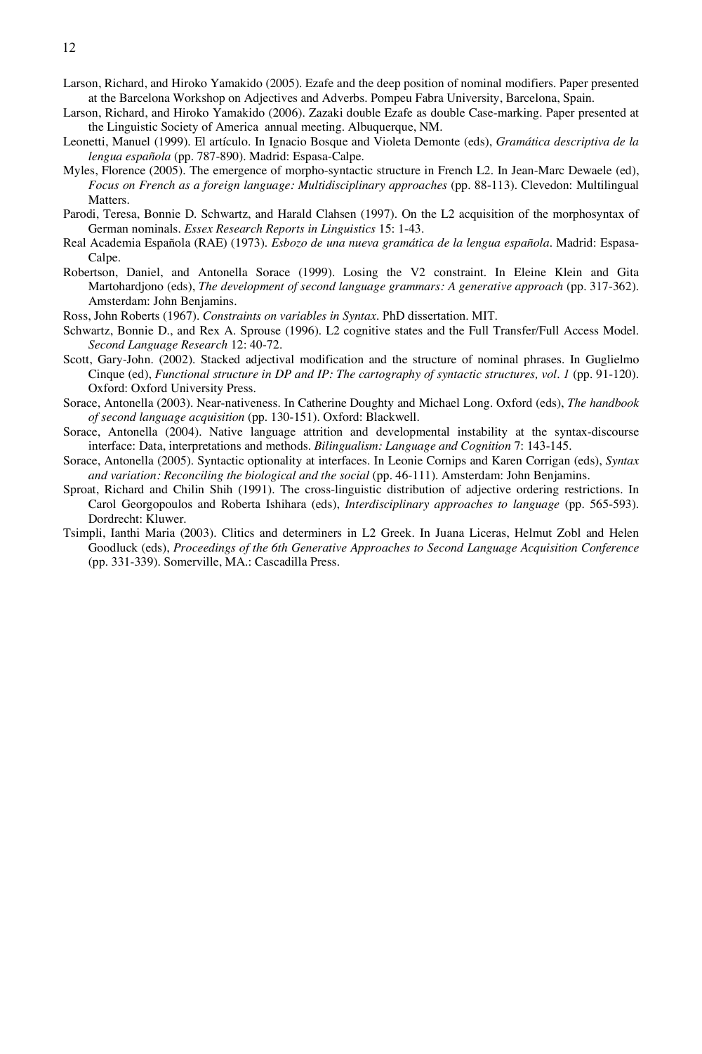Larson, Richard, and Hiroko Yamakido (2005). Ezafe and the deep position of nominal modifiers. Paper presented at the Barcelona Workshop on Adjectives and Adverbs. Pompeu Fabra University, Barcelona, Spain.

Larson, Richard, and Hiroko Yamakido (2006). Zazaki double Ezafe as double Case-marking. Paper presented at the Linguistic Society of America annual meeting. Albuquerque, NM.

Leonetti, Manuel (1999). El artículo. In Ignacio Bosque and Violeta Demonte (eds), *Gramática descriptiva de la lengua española* (pp. 787-890). Madrid: Espasa-Calpe.

Myles, Florence (2005). The emergence of morpho-syntactic structure in French L2. In Jean-Marc Dewaele (ed), *Focus on French as a foreign language: Multidisciplinary approaches* (pp. 88-113). Clevedon: Multilingual Matters.

Parodi, Teresa, Bonnie D. Schwartz, and Harald Clahsen (1997). On the L2 acquisition of the morphosyntax of German nominals. *Essex Research Reports in Linguistics* 15: 1-43.

Real Academia Española (RAE) (1973). *Esbozo de una nueva gramática de la lengua española*. Madrid: Espasa-Calpe.

Robertson, Daniel, and Antonella Sorace (1999). Losing the V2 constraint. In Eleine Klein and Gita Martohardjono (eds), *The development of second language grammars: A generative approach* (pp. 317-362). Amsterdam: John Benjamins.

Ross, John Roberts (1967). *Constraints on variables in Syntax*. PhD dissertation. MIT.

Schwartz, Bonnie D., and Rex A. Sprouse (1996). L2 cognitive states and the Full Transfer/Full Access Model. *Second Language Research* 12: 40-72.

Scott, Gary-John. (2002). Stacked adjectival modification and the structure of nominal phrases. In Guglielmo Cinque (ed), *Functional structure in DP and IP: The cartography of syntactic structures, vol. 1* (pp. 91-120). Oxford: Oxford University Press.

Sorace, Antonella (2003). Near-nativeness. In Catherine Doughty and Michael Long. Oxford (eds), *The handbook of second language acquisition* (pp. 130-151). Oxford: Blackwell.

Sorace, Antonella (2004). Native language attrition and developmental instability at the syntax-discourse interface: Data, interpretations and methods. *Bilingualism: Language and Cognition* 7: 143-145.

Sorace, Antonella (2005). Syntactic optionality at interfaces. In Leonie Cornips and Karen Corrigan (eds), *Syntax and variation: Reconciling the biological and the social* (pp. 46-111). Amsterdam: John Benjamins.

Sproat, Richard and Chilin Shih (1991). The cross-linguistic distribution of adjective ordering restrictions. In Carol Georgopoulos and Roberta Ishihara (eds), *Interdisciplinary approaches to language* (pp. 565-593). Dordrecht: Kluwer.

Tsimpli, Ianthi Maria (2003). Clitics and determiners in L2 Greek. In Juana Liceras, Helmut Zobl and Helen Goodluck (eds), *Proceedings of the 6th Generative Approaches to Second Language Acquisition Conference* (pp. 331-339). Somerville, MA.: Cascadilla Press.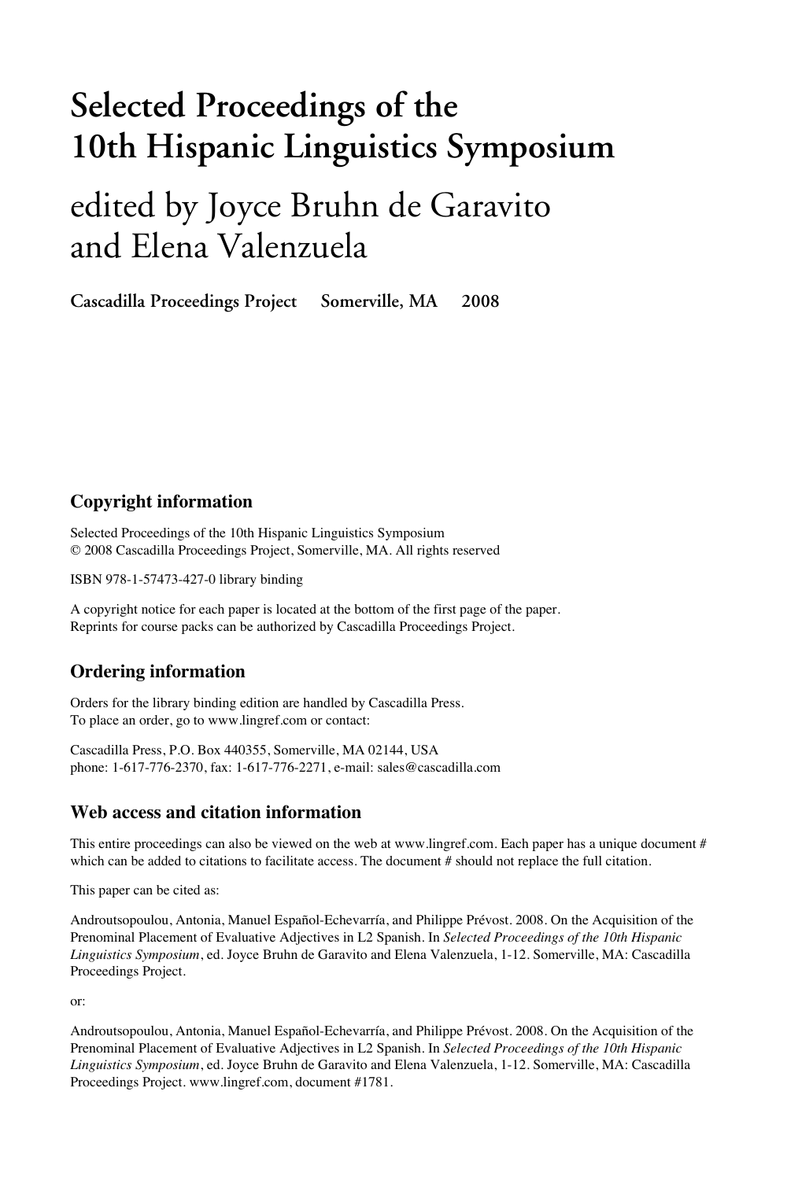# Selected Proceedings of the 10th Hispanic Linguistics Symposium

# edited by Joyce Bruhn de Garavito and Elena Valenzuela

**Cascadilla Proceedings Project   Somerville, MA   2008**

## Copyright information

Selected Proceedings of the 10th Hispanic Linguistics Symposium
© 2008 Cascadilla Proceedings Project, Somerville, MA. All rights reserved

ISBN 978-1-57473-427-0 library binding

A copyright notice for each paper is located at the bottom of the first page of the paper.
Reprints for course packs can be authorized by Cascadilla Proceedings Project.

## Ordering information

Orders for the library binding edition are handled by Cascadilla Press.
To place an order, go to www.lingref.com or contact:

Cascadilla Press, P.O. Box 440355, Somerville, MA 02144, USA
phone: 1-617-776-2370, fax: 1-617-776-2271, e-mail: sales@cascadilla.com

## Web access and citation information

This entire proceedings can also be viewed on the web at www.lingref.com. Each paper has a unique document # which can be added to citations to facilitate access. The document # should not replace the full citation.

This paper can be cited as:

Androutsopoulou, Antonia, Manuel Español-Echevarría, and Philippe Prévost. 2008. On the Acquisition of the Prenominal Placement of Evaluative Adjectives in L2 Spanish. In *Selected Proceedings of the 10th Hispanic Linguistics Symposium*, ed. Joyce Bruhn de Garavito and Elena Valenzuela, 1-12. Somerville, MA: Cascadilla Proceedings Project.

or:

Androutsopoulou, Antonia, Manuel Español-Echevarría, and Philippe Prévost. 2008. On the Acquisition of the Prenominal Placement of Evaluative Adjectives in L2 Spanish. In *Selected Proceedings of the 10th Hispanic Linguistics Symposium*, ed. Joyce Bruhn de Garavito and Elena Valenzuela, 1-12. Somerville, MA: Cascadilla Proceedings Project. www.lingref.com, document #1781.